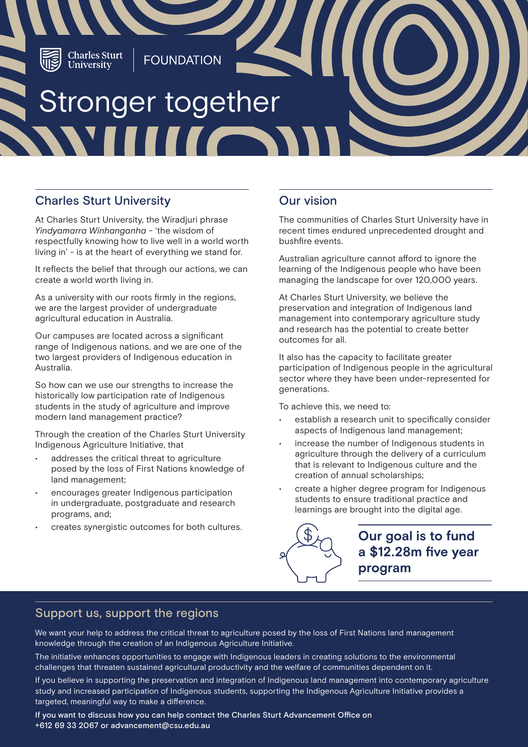Charles Sturt University | FOUNDATION

# Stronger together

## Charles Sturt University

At Charles Sturt University, the Wiradjuri phrase *Yindyamarra Winhanganha* - 'the wisdom of respectfully knowing how to live well in a world worth living in' - is at the heart of everything we stand for.

It reflects the belief that through our actions, we can create a world worth living in.

As a university with our roots firmly in the regions, we are the largest provider of undergraduate agricultural education in Australia.

Our campuses are located across a significant range of Indigenous nations, and we are one of the two largest providers of Indigenous education in Australia.

So how can we use our strengths to increase the historically low participation rate of Indigenous students in the study of agriculture and improve modern land management practice?

Through the creation of the Charles Sturt University Indigenous Agriculture Initiative, that

- addresses the critical threat to agriculture posed by the loss of First Nations knowledge of land management;
- encourages greater Indigenous participation in undergraduate, postgraduate and research programs, and;
- creates synergistic outcomes for both cultures.

## Our vision

The communities of Charles Sturt University have in recent times endured unprecedented drought and bushfire events.

Australian agriculture cannot afford to ignore the learning of Indigenous people who have been managing the landscape for over 120,000 years.

At Charles Sturt University, we believe the preservation and integration of Indigenous land management into contemporary agriculture study and research has the potential to create better outcomes for all.

It also has the capacity to facilitate greater participation of Indigenous people in the agricultural sector where they have been under-represented for generations.

To achieve this, we need to:

- establish a research unit to specifically consider aspects of Indigenous land management;
- increase the number of Indigenous students in agriculture through the delivery of a curriculum that is relevant to Indigenous culture and the creation of annual scholarships;
- create a higher degree program for Indigenous students to ensure traditional practice and learnings are brought into the digital age.

**Our goal is to fund a $12.28m five year program**

## Support us, support the regions

We want your help to address the critical threat to agriculture posed by the loss of First Nations land management knowledge through the creation of an Indigenous Agriculture Initiative.

The initiative enhances opportunities to engage with Indigenous leaders in creating solutions to the environmental challenges that threaten sustained agricultural productivity and the welfare of communities dependent on it.

If you believe in supporting the preservation and integration of Indigenous land management into contemporary agriculture study and increased participation of Indigenous students, supporting the Indigenous Agriculture Initiative provides a targeted, meaningful way to make a difference.

If you want to discuss how you can help contact the Charles Sturt Advancement Office on +612 69 33 2067 or advancement@csu.edu.au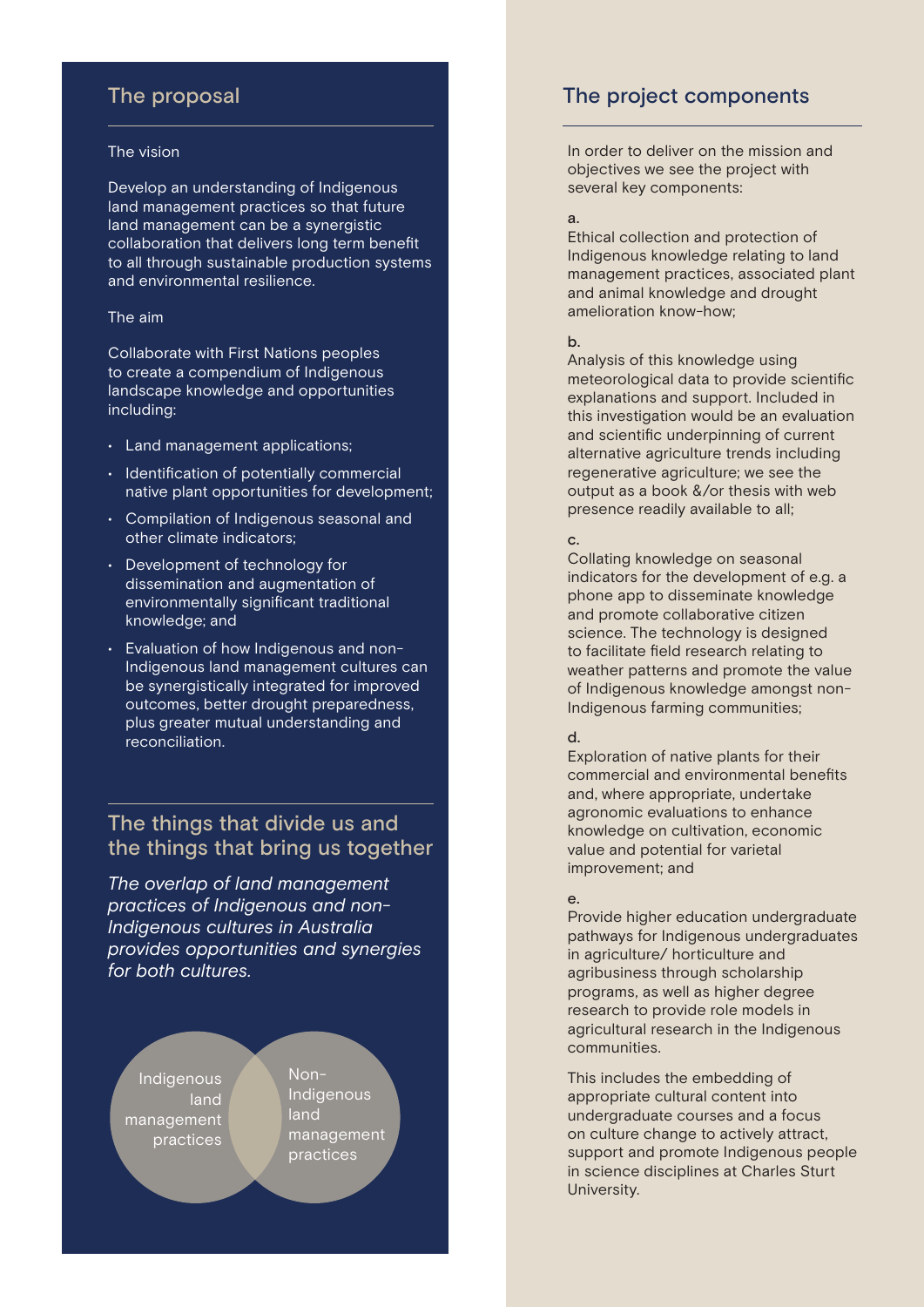## The proposal

### The vision

Develop an understanding of Indigenous land management practices so that future land management can be a synergistic collaboration that delivers long term benefit to all through sustainable production systems and environmental resilience.

### The aim

Collaborate with First Nations peoples to create a compendium of Indigenous landscape knowledge and opportunities including:

- Land management applications;
- Identification of potentially commercial native plant opportunities for development;
- Compilation of Indigenous seasonal and other climate indicators;
- Development of technology for dissemination and augmentation of environmentally significant traditional knowledge; and
- Evaluation of how Indigenous and non-Indigenous land management cultures can be synergistically integrated for improved outcomes, better drought preparedness, plus greater mutual understanding and reconciliation.

## The things that divide us and the things that bring us together

*The overlap of land management practices of Indigenous and non-Indigenous cultures in Australia provides opportunities and synergies for both cultures.*

Indigenous land management practices

Non-Indigenous land management practices

## The project components

In order to deliver on the mission and objectives we see the project with several key components:

a.
Ethical collection and protection of Indigenous knowledge relating to land management practices, associated plant and animal knowledge and drought amelioration know-how;

b.
Analysis of this knowledge using meteorological data to provide scientific explanations and support. Included in this investigation would be an evaluation and scientific underpinning of current alternative agriculture trends including regenerative agriculture; we see the output as a book &/or thesis with web presence readily available to all;

c.
Collating knowledge on seasonal indicators for the development of e.g. a phone app to disseminate knowledge and promote collaborative citizen science. The technology is designed to facilitate field research relating to weather patterns and promote the value of Indigenous knowledge amongst non-Indigenous farming communities;

d.
Exploration of native plants for their commercial and environmental benefits and, where appropriate, undertake agronomic evaluations to enhance knowledge on cultivation, economic value and potential for varietal improvement; and

e.
Provide higher education undergraduate pathways for Indigenous undergraduates in agriculture/ horticulture and agribusiness through scholarship programs, as well as higher degree research to provide role models in agricultural research in the Indigenous communities.

This includes the embedding of appropriate cultural content into undergraduate courses and a focus on culture change to actively attract, support and promote Indigenous people in science disciplines at Charles Sturt University.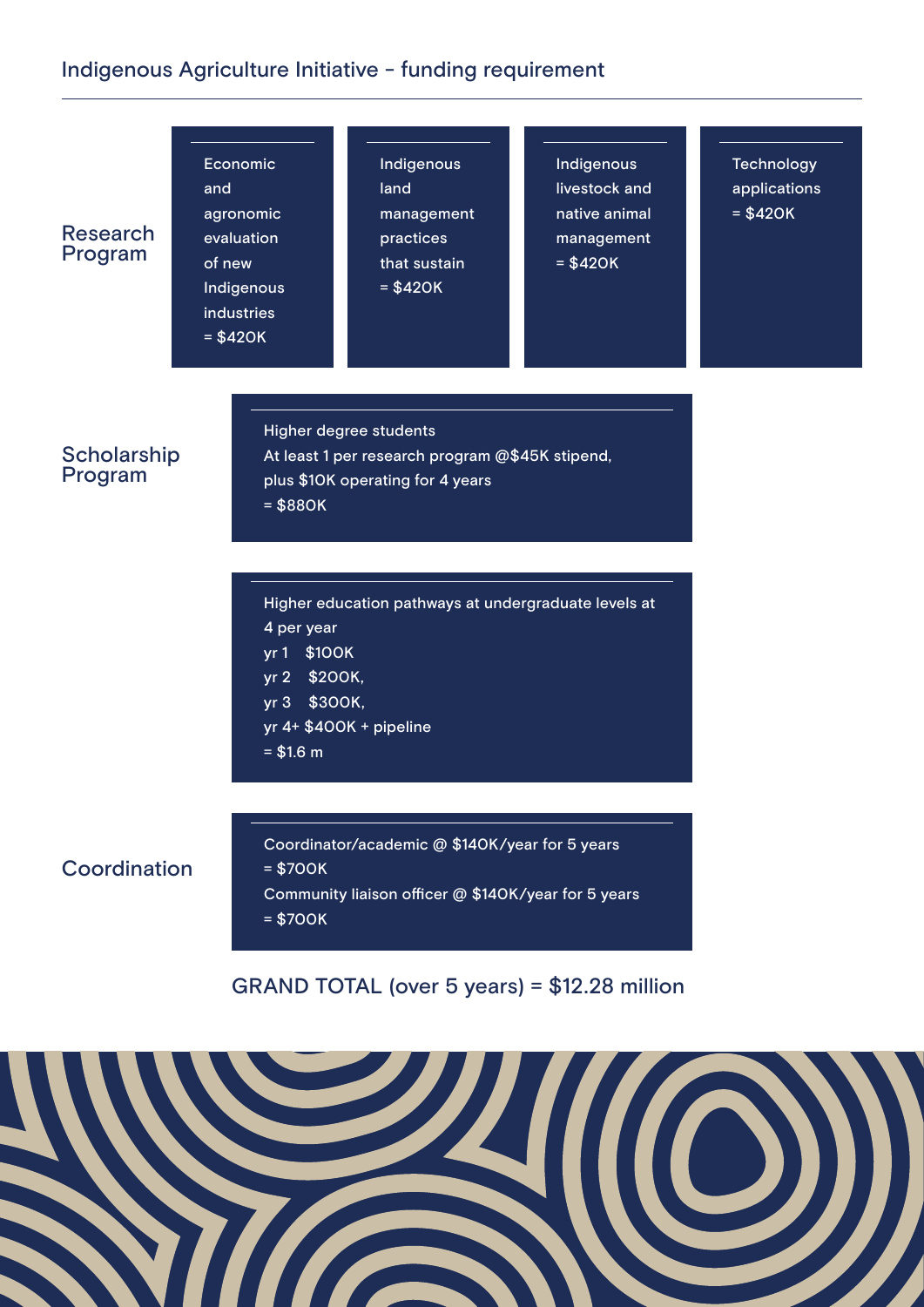## Indigenous Agriculture Initiative - funding requirement

### Research Program

- Economic and agronomic evaluation of new Indigenous industries = $420K
- Indigenous land management practices that sustain = $420K
- Indigenous livestock and native animal management = $420K
- Technology applications = $420K

### Scholarship Program

Higher degree students
At least 1 per research program @$45K stipend, plus $10K operating for 4 years
= $880K

Higher education pathways at undergraduate levels at 4 per year
yr 1 $100K
yr 2 $200K,
yr 3 $300K,
yr 4+ $400K + pipeline
= $1.6 m

### Coordination

Coordinator/academic @ $140K/year for 5 years
= $700K
Community liaison officer @ $140K/year for 5 years
= $700K

GRAND TOTAL (over 5 years) = $12.28 million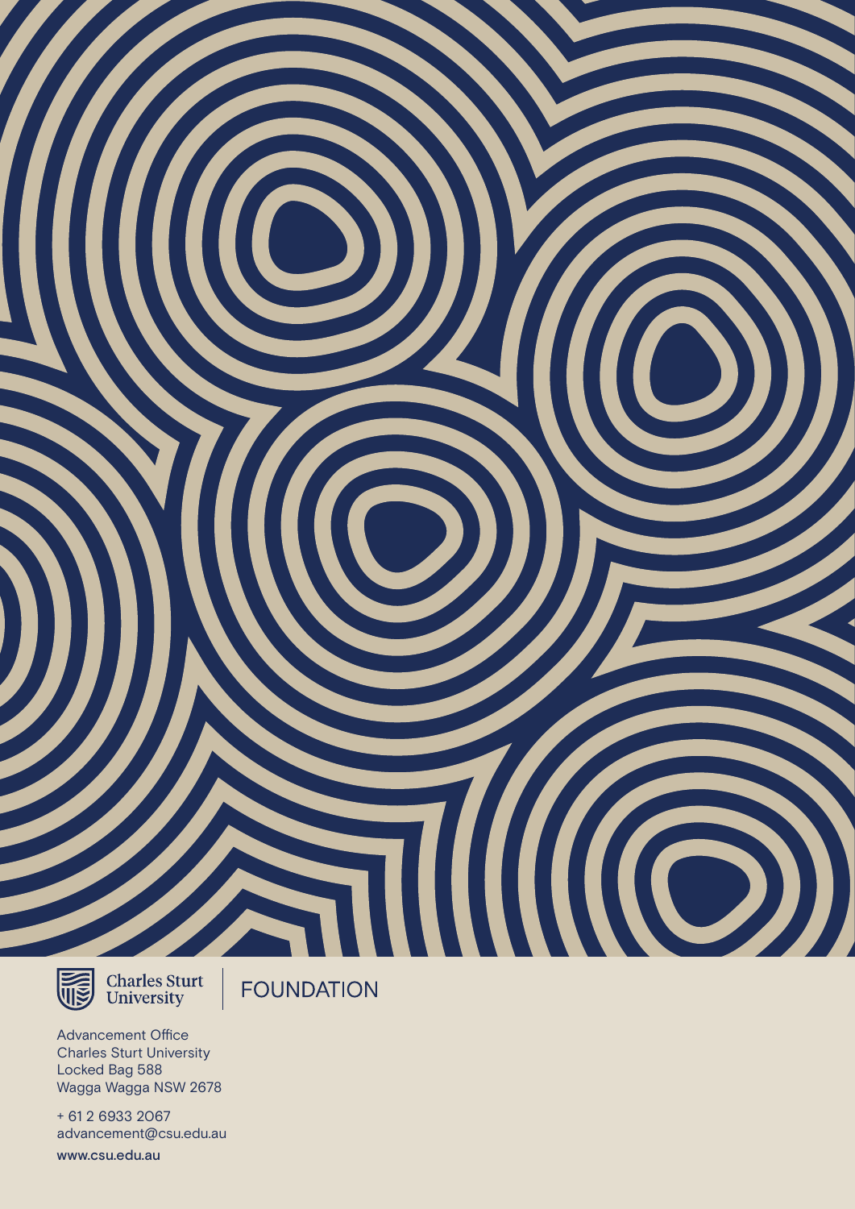Charles Sturt University | FOUNDATION

Advancement Office
Charles Sturt University
Locked Bag 588
Wagga Wagga NSW 2678

+ 61 2 6933 2067
advancement@csu.edu.au

www.csu.edu.au